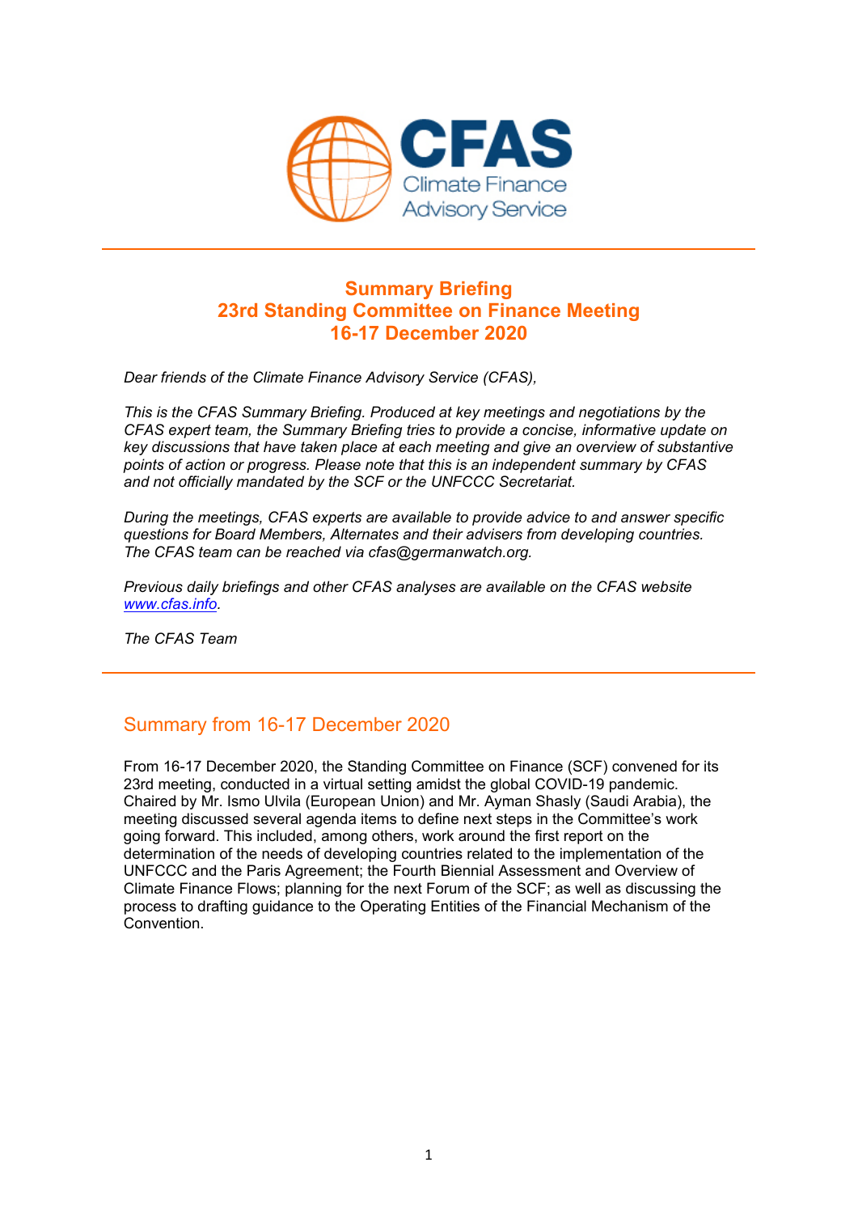CFAS
Climate Finance
Advisory Service

# Summary Briefing
# 23rd Standing Committee on Finance Meeting
# 16-17 December 2020

*Dear friends of the Climate Finance Advisory Service (CFAS),*

*This is the CFAS Summary Briefing. Produced at key meetings and negotiations by the CFAS expert team, the Summary Briefing tries to provide a concise, informative update on key discussions that have taken place at each meeting and give an overview of substantive points of action or progress. Please note that this is an independent summary by CFAS and not officially mandated by the SCF or the UNFCCC Secretariat.*

*During the meetings, CFAS experts are available to provide advice to and answer specific questions for Board Members, Alternates and their advisers from developing countries. The CFAS team can be reached via cfas@germanwatch.org.*

*Previous daily briefings and other CFAS analyses are available on the CFAS website [www.cfas.info](http://www.cfas.info).*

*The CFAS Team*

## Summary from 16-17 December 2020

From 16-17 December 2020, the Standing Committee on Finance (SCF) convened for its 23rd meeting, conducted in a virtual setting amidst the global COVID-19 pandemic. Chaired by Mr. Ismo Ulvila (European Union) and Mr. Ayman Shasly (Saudi Arabia), the meeting discussed several agenda items to define next steps in the Committee's work going forward. This included, among others, work around the first report on the determination of the needs of developing countries related to the implementation of the UNFCCC and the Paris Agreement; the Fourth Biennial Assessment and Overview of Climate Finance Flows; planning for the next Forum of the SCF; as well as discussing the process to drafting guidance to the Operating Entities of the Financial Mechanism of the Convention.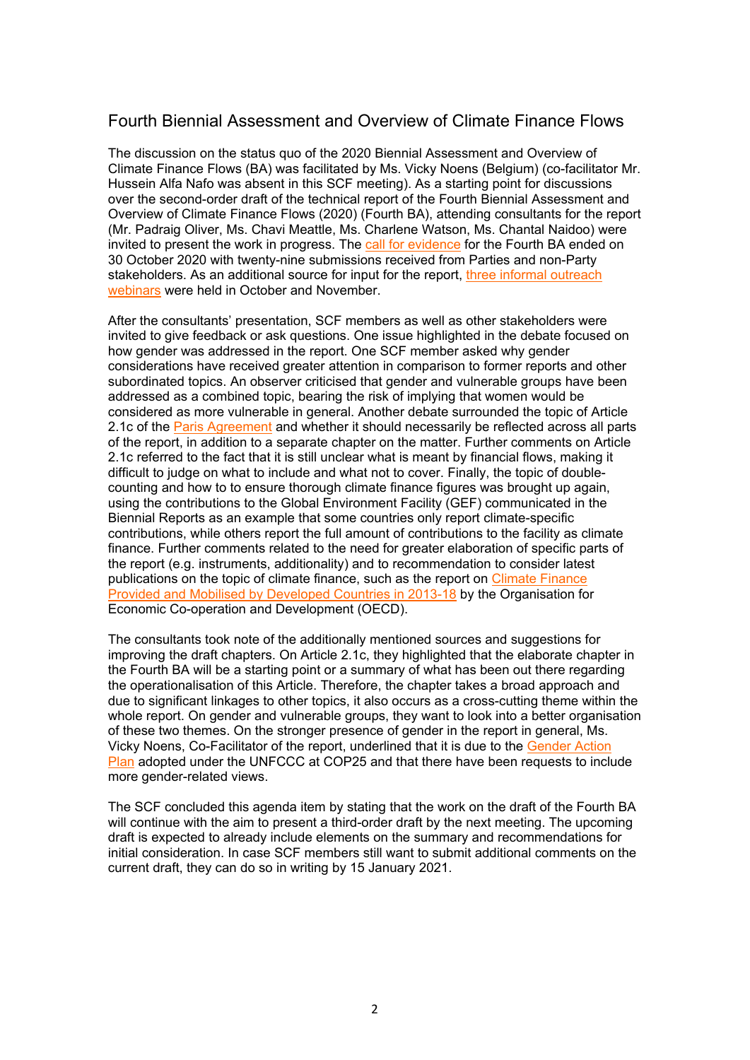## Fourth Biennial Assessment and Overview of Climate Finance Flows

The discussion on the status quo of the 2020 Biennial Assessment and Overview of Climate Finance Flows (BA) was facilitated by Ms. Vicky Noens (Belgium) (co-facilitator Mr. Hussein Alfa Nafo was absent in this SCF meeting). As a starting point for discussions over the second-order draft of the technical report of the Fourth Biennial Assessment and Overview of Climate Finance Flows (2020) (Fourth BA), attending consultants for the report (Mr. Padraig Oliver, Ms. Chavi Meattle, Ms. Charlene Watson, Ms. Chantal Naidoo) were invited to present the work in progress. The call for evidence for the Fourth BA ended on 30 October 2020 with twenty-nine submissions received from Parties and non-Party stakeholders. As an additional source for input for the report, three informal outreach webinars were held in October and November.

After the consultants' presentation, SCF members as well as other stakeholders were invited to give feedback or ask questions. One issue highlighted in the debate focused on how gender was addressed in the report. One SCF member asked why gender considerations have received greater attention in comparison to former reports and other subordinated topics. An observer criticised that gender and vulnerable groups have been addressed as a combined topic, bearing the risk of implying that women would be considered as more vulnerable in general. Another debate surrounded the topic of Article 2.1c of the Paris Agreement and whether it should necessarily be reflected across all parts of the report, in addition to a separate chapter on the matter. Further comments on Article 2.1c referred to the fact that it is still unclear what is meant by financial flows, making it difficult to judge on what to include and what not to cover. Finally, the topic of double-counting and how to to ensure thorough climate finance figures was brought up again, using the contributions to the Global Environment Facility (GEF) communicated in the Biennial Reports as an example that some countries only report climate-specific contributions, while others report the full amount of contributions to the facility as climate finance. Further comments related to the need for greater elaboration of specific parts of the report (e.g. instruments, additionality) and to recommendation to consider latest publications on the topic of climate finance, such as the report on Climate Finance Provided and Mobilised by Developed Countries in 2013-18 by the Organisation for Economic Co-operation and Development (OECD).

The consultants took note of the additionally mentioned sources and suggestions for improving the draft chapters. On Article 2.1c, they highlighted that the elaborate chapter in the Fourth BA will be a starting point or a summary of what has been out there regarding the operationalisation of this Article. Therefore, the chapter takes a broad approach and due to significant linkages to other topics, it also occurs as a cross-cutting theme within the whole report. On gender and vulnerable groups, they want to look into a better organisation of these two themes. On the stronger presence of gender in the report in general, Ms. Vicky Noens, Co-Facilitator of the report, underlined that it is due to the Gender Action Plan adopted under the UNFCCC at COP25 and that there have been requests to include more gender-related views.

The SCF concluded this agenda item by stating that the work on the draft of the Fourth BA will continue with the aim to present a third-order draft by the next meeting. The upcoming draft is expected to already include elements on the summary and recommendations for initial consideration. In case SCF members still want to submit additional comments on the current draft, they can do so in writing by 15 January 2021.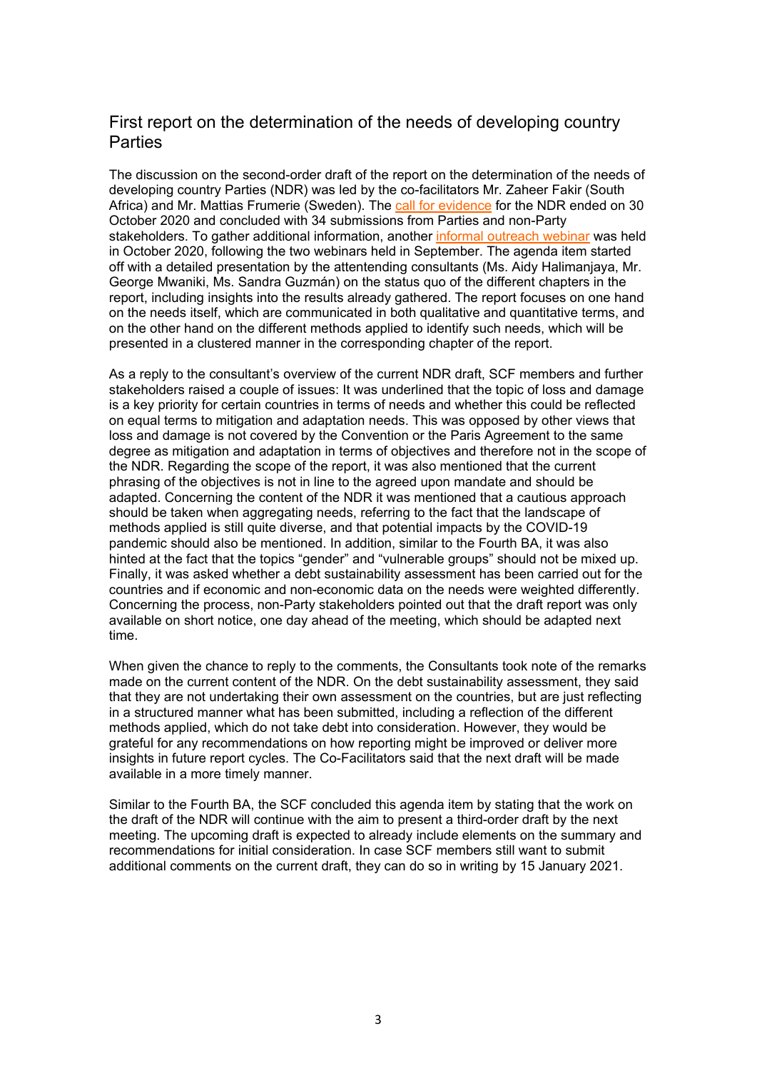## First report on the determination of the needs of developing country Parties

The discussion on the second-order draft of the report on the determination of the needs of developing country Parties (NDR) was led by the co-facilitators Mr. Zaheer Fakir (South Africa) and Mr. Mattias Frumerie (Sweden). The call for evidence for the NDR ended on 30 October 2020 and concluded with 34 submissions from Parties and non-Party stakeholders. To gather additional information, another informal outreach webinar was held in October 2020, following the two webinars held in September. The agenda item started off with a detailed presentation by the attentending consultants (Ms. Aidy Halimanjaya, Mr. George Mwaniki, Ms. Sandra Guzmán) on the status quo of the different chapters in the report, including insights into the results already gathered. The report focuses on one hand on the needs itself, which are communicated in both qualitative and quantitative terms, and on the other hand on the different methods applied to identify such needs, which will be presented in a clustered manner in the corresponding chapter of the report.

As a reply to the consultant's overview of the current NDR draft, SCF members and further stakeholders raised a couple of issues: It was underlined that the topic of loss and damage is a key priority for certain countries in terms of needs and whether this could be reflected on equal terms to mitigation and adaptation needs. This was opposed by other views that loss and damage is not covered by the Convention or the Paris Agreement to the same degree as mitigation and adaptation in terms of objectives and therefore not in the scope of the NDR. Regarding the scope of the report, it was also mentioned that the current phrasing of the objectives is not in line to the agreed upon mandate and should be adapted. Concerning the content of the NDR it was mentioned that a cautious approach should be taken when aggregating needs, referring to the fact that the landscape of methods applied is still quite diverse, and that potential impacts by the COVID-19 pandemic should also be mentioned. In addition, similar to the Fourth BA, it was also hinted at the fact that the topics "gender" and "vulnerable groups" should not be mixed up. Finally, it was asked whether a debt sustainability assessment has been carried out for the countries and if economic and non-economic data on the needs were weighted differently. Concerning the process, non-Party stakeholders pointed out that the draft report was only available on short notice, one day ahead of the meeting, which should be adapted next time.

When given the chance to reply to the comments, the Consultants took note of the remarks made on the current content of the NDR. On the debt sustainability assessment, they said that they are not undertaking their own assessment on the countries, but are just reflecting in a structured manner what has been submitted, including a reflection of the different methods applied, which do not take debt into consideration. However, they would be grateful for any recommendations on how reporting might be improved or deliver more insights in future report cycles. The Co-Facilitators said that the next draft will be made available in a more timely manner.

Similar to the Fourth BA, the SCF concluded this agenda item by stating that the work on the draft of the NDR will continue with the aim to present a third-order draft by the next meeting. The upcoming draft is expected to already include elements on the summary and recommendations for initial consideration. In case SCF members still want to submit additional comments on the current draft, they can do so in writing by 15 January 2021.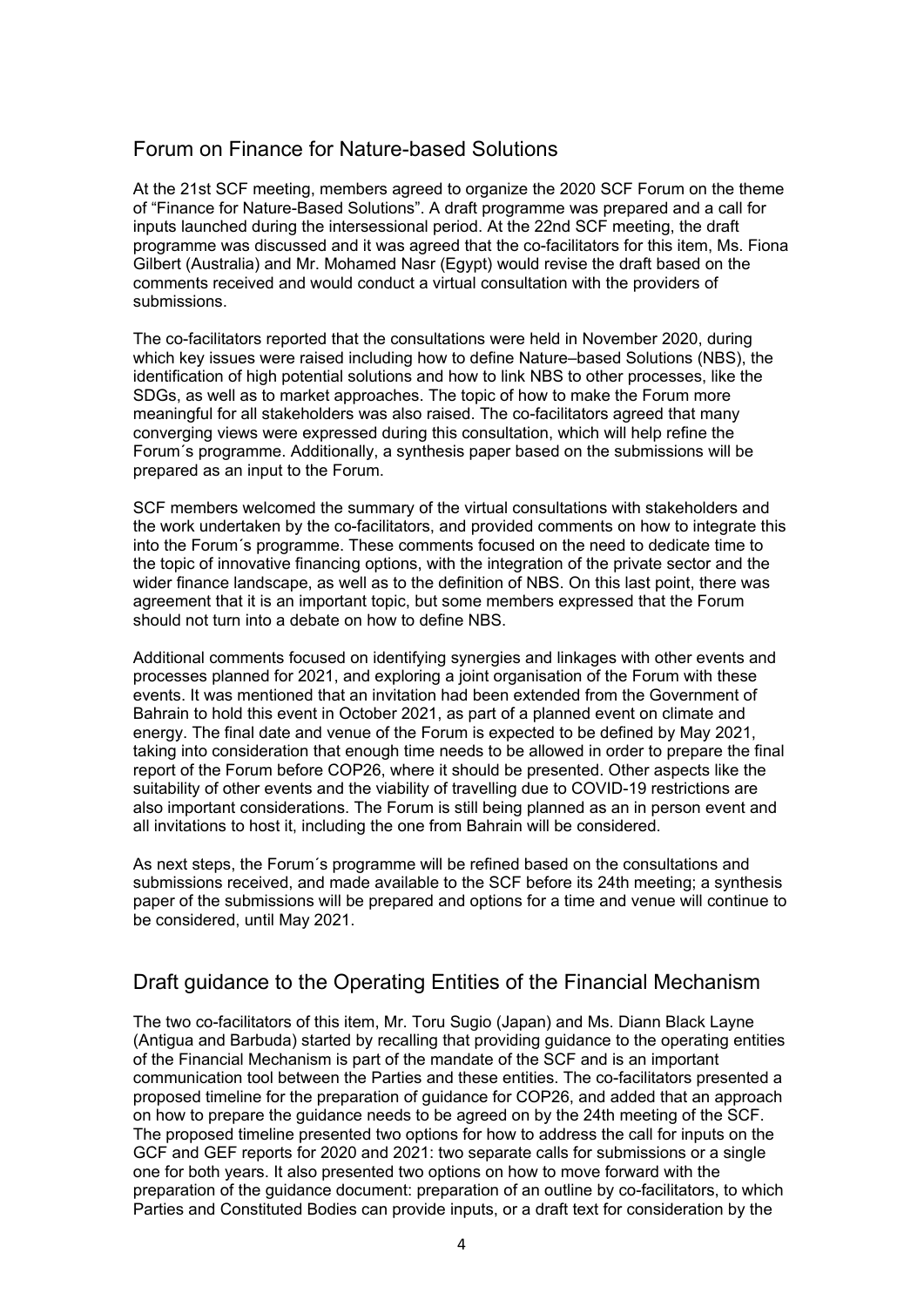## Forum on Finance for Nature-based Solutions

At the 21st SCF meeting, members agreed to organize the 2020 SCF Forum on the theme of "Finance for Nature-Based Solutions". A draft programme was prepared and a call for inputs launched during the intersessional period. At the 22nd SCF meeting, the draft programme was discussed and it was agreed that the co-facilitators for this item, Ms. Fiona Gilbert (Australia) and Mr. Mohamed Nasr (Egypt) would revise the draft based on the comments received and would conduct a virtual consultation with the providers of submissions.

The co-facilitators reported that the consultations were held in November 2020, during which key issues were raised including how to define Nature–based Solutions (NBS), the identification of high potential solutions and how to link NBS to other processes, like the SDGs, as well as to market approaches. The topic of how to make the Forum more meaningful for all stakeholders was also raised. The co-facilitators agreed that many converging views were expressed during this consultation, which will help refine the Forum´s programme. Additionally, a synthesis paper based on the submissions will be prepared as an input to the Forum.

SCF members welcomed the summary of the virtual consultations with stakeholders and the work undertaken by the co-facilitators, and provided comments on how to integrate this into the Forum´s programme. These comments focused on the need to dedicate time to the topic of innovative financing options, with the integration of the private sector and the wider finance landscape, as well as to the definition of NBS. On this last point, there was agreement that it is an important topic, but some members expressed that the Forum should not turn into a debate on how to define NBS.

Additional comments focused on identifying synergies and linkages with other events and processes planned for 2021, and exploring a joint organisation of the Forum with these events. It was mentioned that an invitation had been extended from the Government of Bahrain to hold this event in October 2021, as part of a planned event on climate and energy. The final date and venue of the Forum is expected to be defined by May 2021, taking into consideration that enough time needs to be allowed in order to prepare the final report of the Forum before COP26, where it should be presented. Other aspects like the suitability of other events and the viability of travelling due to COVID-19 restrictions are also important considerations. The Forum is still being planned as an in person event and all invitations to host it, including the one from Bahrain will be considered.

As next steps, the Forum´s programme will be refined based on the consultations and submissions received, and made available to the SCF before its 24th meeting; a synthesis paper of the submissions will be prepared and options for a time and venue will continue to be considered, until May 2021.

## Draft guidance to the Operating Entities of the Financial Mechanism

The two co-facilitators of this item, Mr. Toru Sugio (Japan) and Ms. Diann Black Layne (Antigua and Barbuda) started by recalling that providing guidance to the operating entities of the Financial Mechanism is part of the mandate of the SCF and is an important communication tool between the Parties and these entities. The co-facilitators presented a proposed timeline for the preparation of guidance for COP26, and added that an approach on how to prepare the guidance needs to be agreed on by the 24th meeting of the SCF. The proposed timeline presented two options for how to address the call for inputs on the GCF and GEF reports for 2020 and 2021: two separate calls for submissions or a single one for both years. It also presented two options on how to move forward with the preparation of the guidance document: preparation of an outline by co-facilitators, to which Parties and Constituted Bodies can provide inputs, or a draft text for consideration by the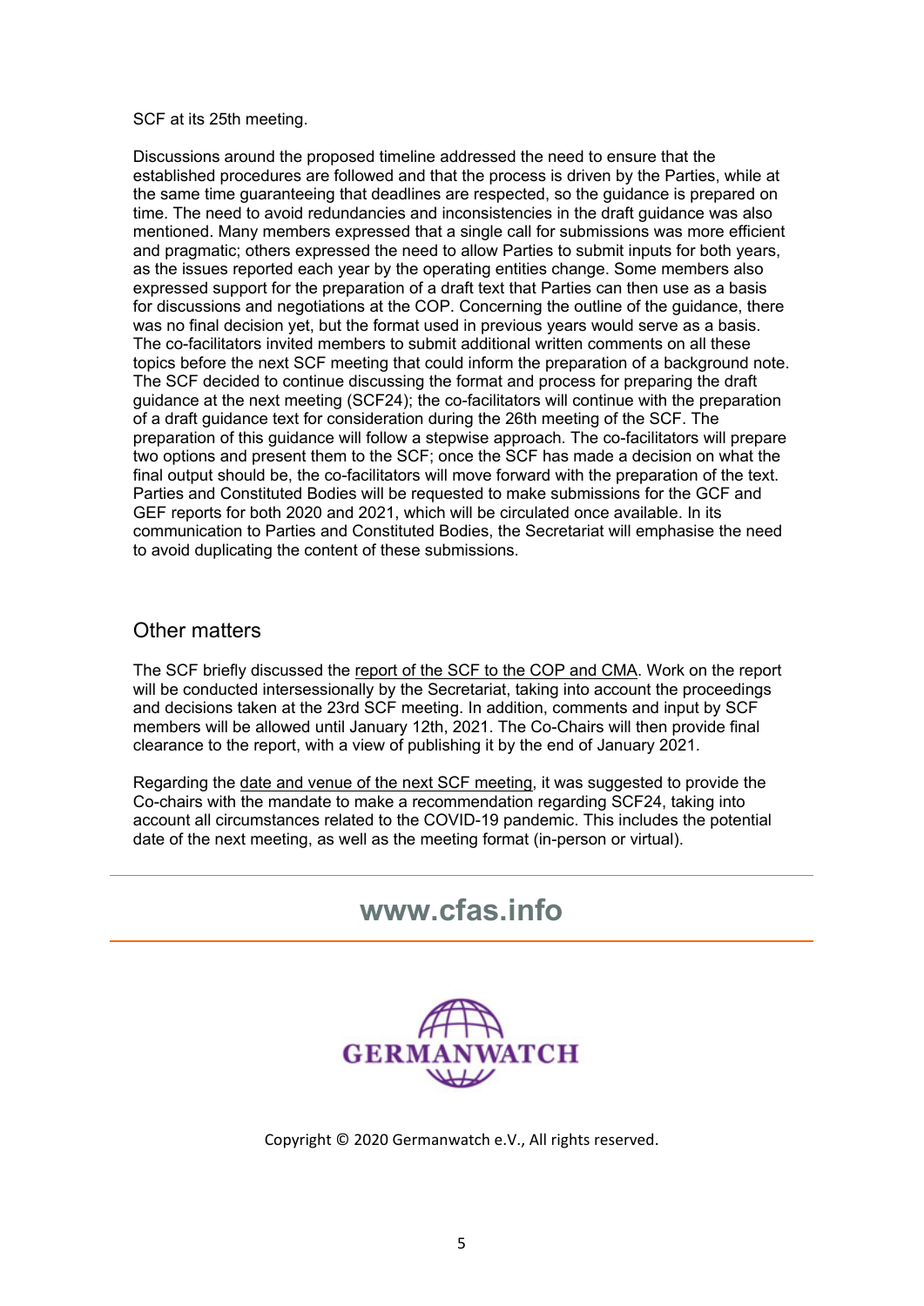SCF at its 25th meeting.

Discussions around the proposed timeline addressed the need to ensure that the established procedures are followed and that the process is driven by the Parties, while at the same time guaranteeing that deadlines are respected, so the guidance is prepared on time. The need to avoid redundancies and inconsistencies in the draft guidance was also mentioned. Many members expressed that a single call for submissions was more efficient and pragmatic; others expressed the need to allow Parties to submit inputs for both years, as the issues reported each year by the operating entities change. Some members also expressed support for the preparation of a draft text that Parties can then use as a basis for discussions and negotiations at the COP. Concerning the outline of the guidance, there was no final decision yet, but the format used in previous years would serve as a basis. The co-facilitators invited members to submit additional written comments on all these topics before the next SCF meeting that could inform the preparation of a background note. The SCF decided to continue discussing the format and process for preparing the draft guidance at the next meeting (SCF24); the co-facilitators will continue with the preparation of a draft guidance text for consideration during the 26th meeting of the SCF. The preparation of this guidance will follow a stepwise approach. The co-facilitators will prepare two options and present them to the SCF; once the SCF has made a decision on what the final output should be, the co-facilitators will move forward with the preparation of the text. Parties and Constituted Bodies will be requested to make submissions for the GCF and GEF reports for both 2020 and 2021, which will be circulated once available. In its communication to Parties and Constituted Bodies, the Secretariat will emphasise the need to avoid duplicating the content of these submissions.

## Other matters

The SCF briefly discussed the report of the SCF to the COP and CMA. Work on the report will be conducted intersessionally by the Secretariat, taking into account the proceedings and decisions taken at the 23rd SCF meeting. In addition, comments and input by SCF members will be allowed until January 12th, 2021. The Co-Chairs will then provide final clearance to the report, with a view of publishing it by the end of January 2021.

Regarding the date and venue of the next SCF meeting, it was suggested to provide the Co-chairs with the mandate to make a recommendation regarding SCF24, taking into account all circumstances related to the COVID-19 pandemic. This includes the potential date of the next meeting, as well as the meeting format (in-person or virtual).

---

**www.cfas.info**

GERMANWATCH

Copyright © 2020 Germanwatch e.V., All rights reserved.